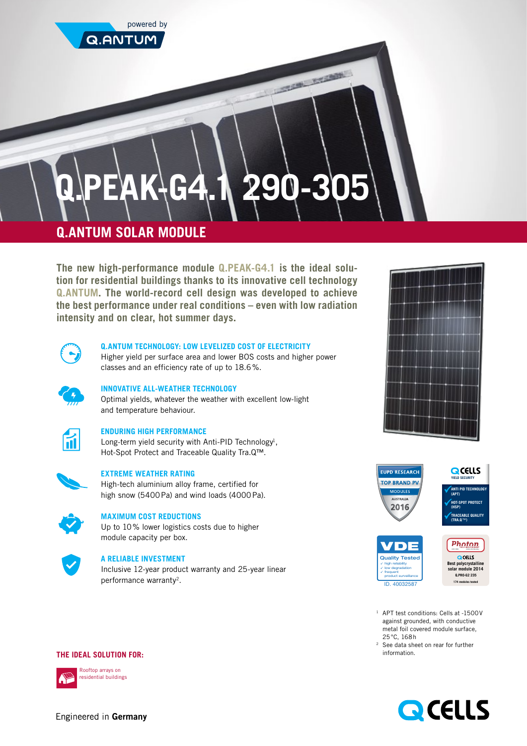powered by Q.ANTUM

# Q.PEAK-G4.1 290-305

## Q.ANTUM SOLAR MODULE

**The new high-performance module Q.PEAK-G4.1 is the ideal solution for residential buildings thanks to its innovative cell technology Q.ANTUM. The world-record cell design was developed to achieve the best performance under real conditions – even with low radiation intensity and on clear, hot summer days.**

### Q.ANTUM TECHNOLOGY: LOW LEVELIZED COST OF ELECTRICITY

Higher yield per surface area and lower BOS costs and higher power classes and an efficiency rate of up to 18.6%.

### INNOVATIVE ALL-WEATHER TECHNOLOGY

Optimal yields, whatever the weather with excellent low-light and temperature behaviour.

### ENDURING HIGH PERFORMANCE

Long-term yield security with Anti-PID Technology[1], Hot-Spot Protect and Traceable Quality Tra.Q™.

### EXTREME WEATHER RATING

High-tech aluminium alloy frame, certified for high snow (5400 Pa) and wind loads (4000 Pa).

### MAXIMUM COST REDUCTIONS

Up to 10% lower logistics costs due to higher module capacity per box.

### A RELIABLE INVESTMENT

Inclusive 12-year product warranty and 25-year linear performance warranty[2].

EUPD RESEARCH
TOP BRAND PV
MODULES
AUSTRALIA
2016

Q CELLS
YIELD SECURITY
ANTI PID TECHNOLOGY (APT)
HOT-SPOT PROTECT (HSP)
TRACEABLE QUALITY (TRA.Q™)

VDE
Quality Tested
✓ high reliability
✓ low degradation
✓ frequent product surveillance
ID. 40032587

Photon
Q CELLS
Best polycrystalline solar module 2014
Q.PRO-G2 235
174 modules tested

[1] APT test conditions: Cells at -1500V against grounded, with conductive metal foil covered module surface, 25°C, 168h

[2] See data sheet on rear for further information.

**THE IDEAL SOLUTION FOR:**

Rooftop arrays on residential buildings

Engineered in **Germany**

Q CELLS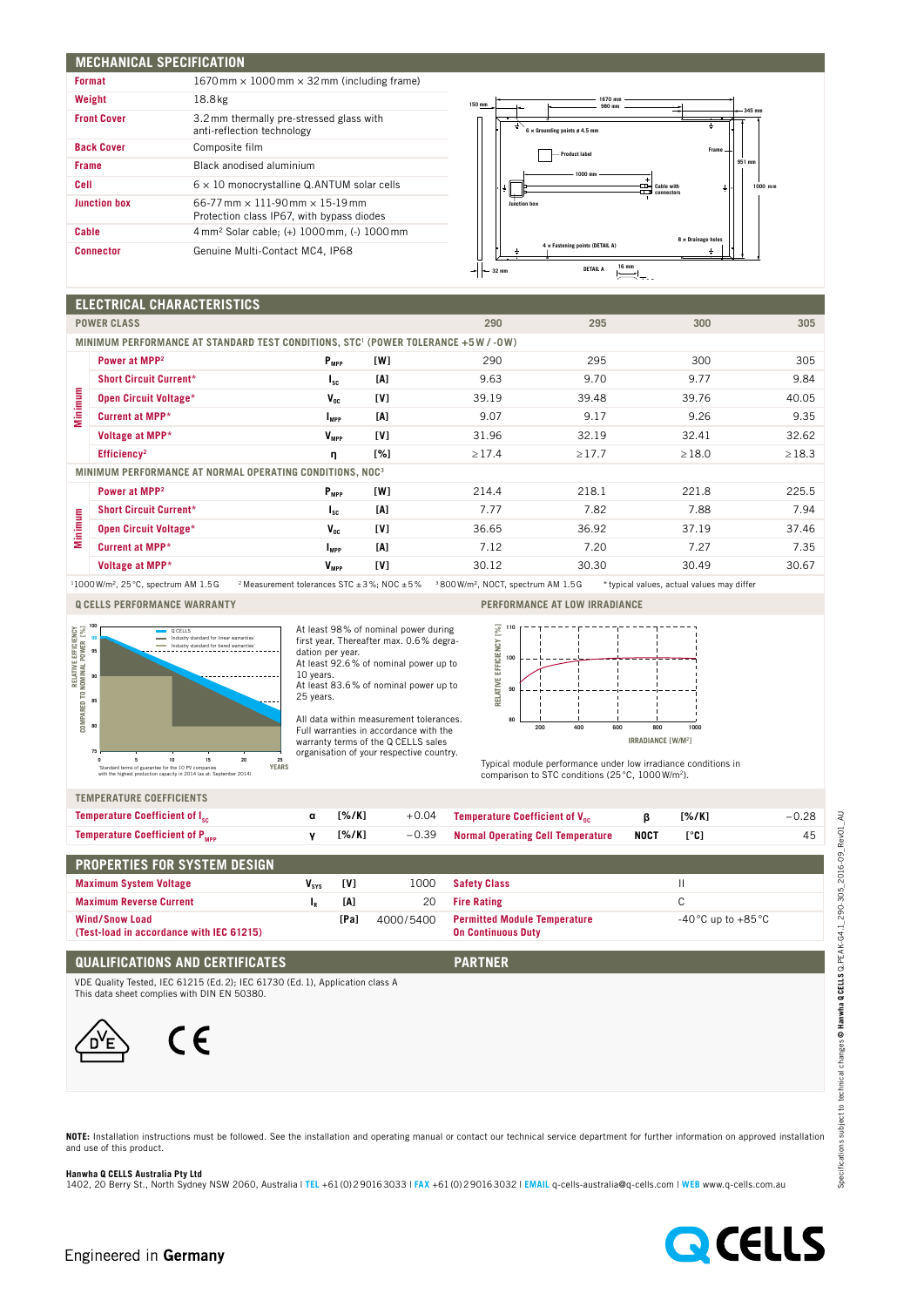## MECHANICAL SPECIFICATION

| | |
|---|---|
| **Format** | 1670 mm × 1000 mm × 32 mm (including frame) |
| **Weight** | 18.8 kg |
| **Front Cover** | 3.2 mm thermally pre-stressed glass with anti-reflection technology |
| **Back Cover** | Composite film |
| **Frame** | Black anodised aluminium |
| **Cell** | 6 × 10 monocrystalline Q.ANTUM solar cells |
| **Junction box** | 66-77 mm × 111-90 mm × 15-19 mm Protection class IP67, with bypass diodes |
| **Cable** | 4 mm² Solar cable; (+) 1000 mm, (-) 1000 mm |
| **Connector** | Genuine Multi-Contact MC4, IP68 |

150 mm
1670 mm
980 mm
345 mm
6 × Grounding points ø 4.5 mm
Product label
Frame
951 mm
1000 mm
1000 mm
Cable with connectors
Junction box
8 × Drainage holes
4 × Fastening points (DETAIL A)
32 mm
DETAIL A
16 mm

## ELECTRICAL CHARACTERISTICS

| POWER CLASS | | | | 290 | 295 | 300 | 305 |
|---|---|---|---|---|---|---|---|
| **MINIMUM PERFORMANCE AT STANDARD TEST CONDITIONS, STC[1] (POWER TOLERANCE +5 W / -0 W)** | | | | | | | |
| Minimum | Power at MPP[2] | $P_{MPP}$ | [W] | 290 | 295 | 300 | 305 |
| | Short Circuit Current* | $I_{SC}$ | [A] | 9.63 | 9.70 | 9.77 | 9.84 |
| | Open Circuit Voltage* | $V_{OC}$ | [V] | 39.19 | 39.48 | 39.76 | 40.05 |
| | Current at MPP* | $I_{MPP}$ | [A] | 9.07 | 9.17 | 9.26 | 9.35 |
| | Voltage at MPP* | $V_{MPP}$ | [V] | 31.96 | 32.19 | 32.41 | 32.62 |
| | Efficiency[2] | $\eta$ | [%] | ≥17.4 | ≥17.7 | ≥18.0 | ≥18.3 |
| **MINIMUM PERFORMANCE AT NORMAL OPERATING CONDITIONS, NOC[3]** | | | | | | | |
| Minimum | Power at MPP[2] | $P_{MPP}$ | [W] | 214.4 | 218.1 | 221.8 | 225.5 |
| | Short Circuit Current* | $I_{SC}$ | [A] | 7.77 | 7.82 | 7.88 | 7.94 |
| | Open Circuit Voltage* | $V_{OC}$ | [V] | 36.65 | 36.92 | 37.19 | 37.46 |
| | Current at MPP* | $I_{MPP}$ | [A] | 7.12 | 7.20 | 7.27 | 7.35 |
| | Voltage at MPP* | $V_{MPP}$ | [V] | 30.12 | 30.30 | 30.49 | 30.67 |

[1] 1000 W/m², 25 °C, spectrum AM 1.5 G [2] Measurement tolerances STC ±3 %; NOC ±5 % [3] 800 W/m², NOCT, spectrum AM 1.5 G * typical values, actual values may differ

### Q CELLS PERFORMANCE WARRANTY

RELATIVE EFFICIENCY COMPARED TO NOMINAL POWER [%]
100
98
95
90
85
80
75
0 5 10 15 20 25
YEARS
Q CELLS
Industry standard for linear warranties*
Industry standard for tiered warranties*
* Standard terms of guarantee for the 10 PV companies with the highest production capacity in 2014 (as at: September 2014)

At least 98 % of nominal power during first year. Thereafter max. 0.6 % degradation per year.
At least 92.6 % of nominal power up to 10 years.
At least 83.6 % of nominal power up to 25 years.

All data within measurement tolerances. Full warranties in accordance with the warranty terms of the Q CELLS sales organisation of your respective country.

### PERFORMANCE AT LOW IRRADIANCE

RELATIVE EFFICIENCY [%]
110
100
90
80
200 400 600 800 1000
IRRADIANCE [W/M²]

Typical module performance under low irradiance conditions in comparison to STC conditions (25 °C, 1000 W/m²).

### TEMPERATURE COEFFICIENTS

| | | | | | | | |
|---|---|---|---|---|---|---|---|
| **Temperature Coefficient of $I_{SC}$** | $\alpha$ | [%/K] | +0.04 | **Temperature Coefficient of $V_{OC}$** | $\beta$ | [%/K] | −0.28 |
| **Temperature Coefficient of $P_{MPP}$** | $\gamma$ | [%/K] | −0.39 | **Normal Operating Cell Temperature** | NOCT | [°C] | 45 |

## PROPERTIES FOR SYSTEM DESIGN

| | | | | | |
|---|---|---|---|---|---|
| **Maximum System Voltage** | $V_{SYS}$ | [V] | 1000 | **Safety Class** | II |
| **Maximum Reverse Current** | $I_R$ | [A] | 20 | **Fire Rating** | C |
| **Wind/Snow Load (Test-load in accordance with IEC 61215)** | | [Pa] | 4000/5400 | **Permitted Module Temperature On Continuous Duty** | -40 °C up to +85 °C |

## QUALIFICATIONS AND CERTIFICATES

VDE Quality Tested, IEC 61215 (Ed. 2); IEC 61730 (Ed. 1), Application class A
This data sheet complies with DIN EN 50380.

## PARTNER

**NOTE:** Installation instructions must be followed. See the installation and operating manual or contact our technical service department for further information on approved installation and use of this product.

**Hanwha Q CELLS Australia Pty Ltd**
1402, 20 Berry St., North Sydney NSW 2060, Australia | **TEL** +61 (0)2 9016 3033 | **FAX** +61 (0)2 9016 3032 | **EMAIL** q-cells-australia@q-cells.com | **WEB** www.q-cells.com.au

Engineered in **Germany**

Specifications subject to technical changes © Hanwha Q CELLS Q.PEAK-G4.1_290-305_2016-09_Rev01_AU